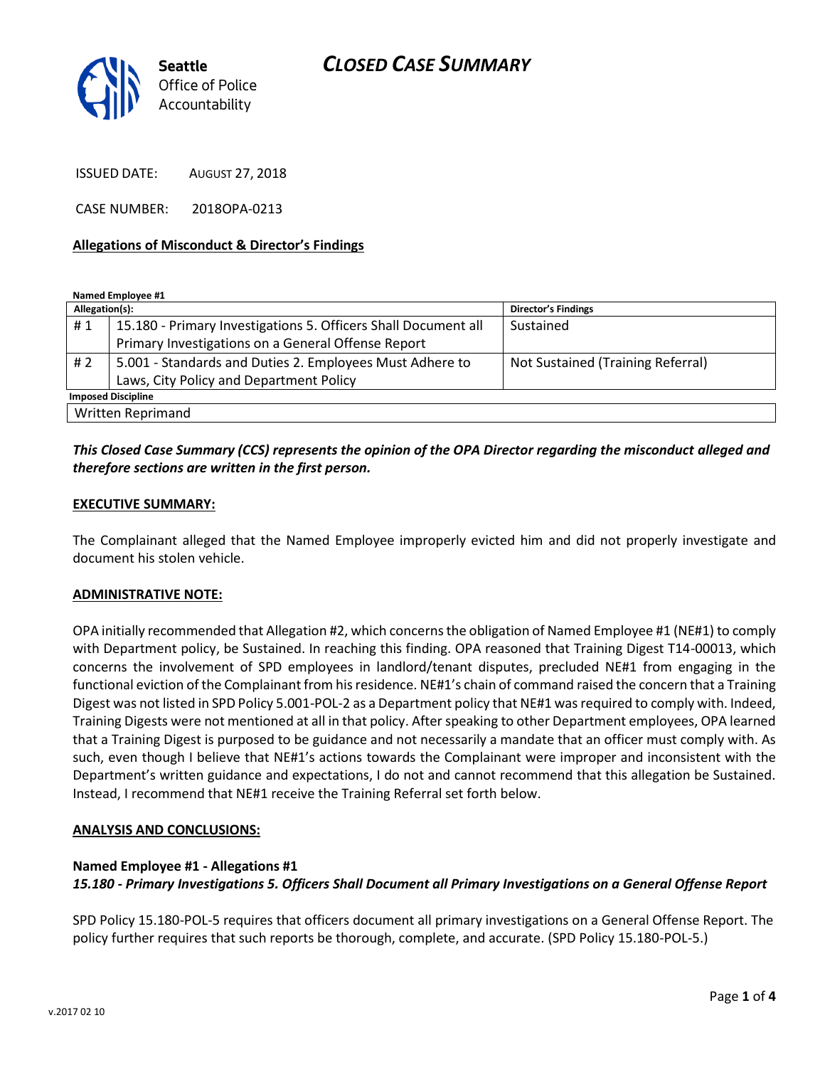# CLOSED CASE SUMMARY

Seattle Office of Police Accountability

ISSUED DATE: AUGUST 27, 2018

CASE NUMBER: 2018OPA-0213

**Allegations of Misconduct & Director's Findings**

**Named Employee #1**

| Allegation(s): | | Director's Findings |
|---|---|---|
| # 1 | 15.180 - Primary Investigations 5. Officers Shall Document all Primary Investigations on a General Offense Report | Sustained |
| # 2 | 5.001 - Standards and Duties 2. Employees Must Adhere to Laws, City Policy and Department Policy | Not Sustained (Training Referral) |
| **Imposed Discipline** | | |
| Written Reprimand | | |

***This Closed Case Summary (CCS) represents the opinion of the OPA Director regarding the misconduct alleged and therefore sections are written in the first person.***

**EXECUTIVE SUMMARY:**

The Complainant alleged that the Named Employee improperly evicted him and did not properly investigate and document his stolen vehicle.

**ADMINISTRATIVE NOTE:**

OPA initially recommended that Allegation #2, which concerns the obligation of Named Employee #1 (NE#1) to comply with Department policy, be Sustained. In reaching this finding. OPA reasoned that Training Digest T14-00013, which concerns the involvement of SPD employees in landlord/tenant disputes, precluded NE#1 from engaging in the functional eviction of the Complainant from his residence. NE#1's chain of command raised the concern that a Training Digest was not listed in SPD Policy 5.001-POL-2 as a Department policy that NE#1 was required to comply with. Indeed, Training Digests were not mentioned at all in that policy. After speaking to other Department employees, OPA learned that a Training Digest is purposed to be guidance and not necessarily a mandate that an officer must comply with. As such, even though I believe that NE#1's actions towards the Complainant were improper and inconsistent with the Department's written guidance and expectations, I do not and cannot recommend that this allegation be Sustained. Instead, I recommend that NE#1 receive the Training Referral set forth below.

**ANALYSIS AND CONCLUSIONS:**

**Named Employee #1 - Allegations #1**
***15.180 - Primary Investigations 5. Officers Shall Document all Primary Investigations on a General Offense Report***

SPD Policy 15.180-POL-5 requires that officers document all primary investigations on a General Offense Report. The policy further requires that such reports be thorough, complete, and accurate. (SPD Policy 15.180-POL-5.)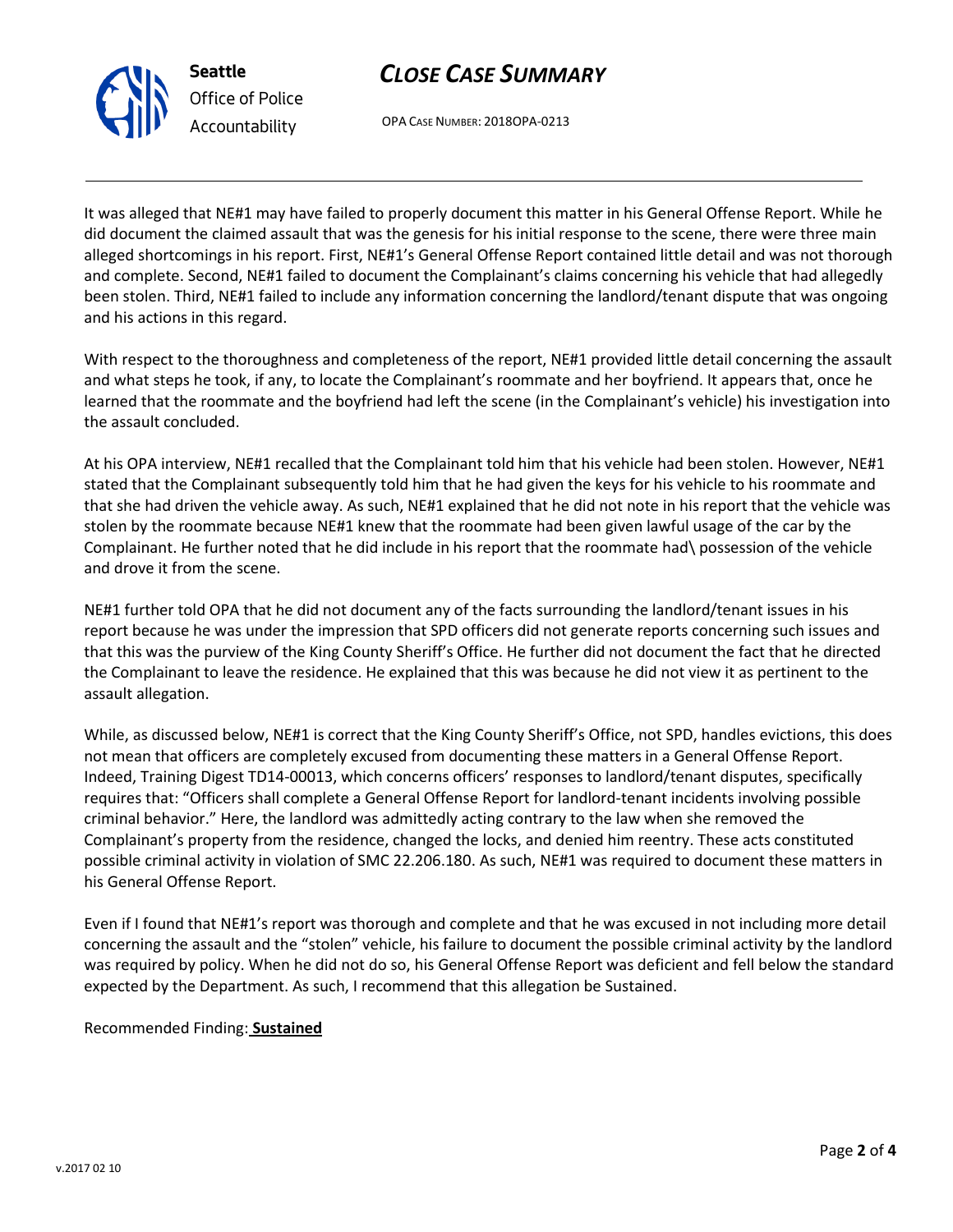It was alleged that NE#1 may have failed to properly document this matter in his General Offense Report. While he did document the claimed assault that was the genesis for his initial response to the scene, there were three main alleged shortcomings in his report. First, NE#1's General Offense Report contained little detail and was not thorough and complete. Second, NE#1 failed to document the Complainant's claims concerning his vehicle that had allegedly been stolen. Third, NE#1 failed to include any information concerning the landlord/tenant dispute that was ongoing and his actions in this regard.

With respect to the thoroughness and completeness of the report, NE#1 provided little detail concerning the assault and what steps he took, if any, to locate the Complainant's roommate and her boyfriend. It appears that, once he learned that the roommate and the boyfriend had left the scene (in the Complainant's vehicle) his investigation into the assault concluded.

At his OPA interview, NE#1 recalled that the Complainant told him that his vehicle had been stolen. However, NE#1 stated that the Complainant subsequently told him that he had given the keys for his vehicle to his roommate and that she had driven the vehicle away. As such, NE#1 explained that he did not note in his report that the vehicle was stolen by the roommate because NE#1 knew that the roommate had been given lawful usage of the car by the Complainant. He further noted that he did include in his report that the roommate had\ possession of the vehicle and drove it from the scene.

NE#1 further told OPA that he did not document any of the facts surrounding the landlord/tenant issues in his report because he was under the impression that SPD officers did not generate reports concerning such issues and that this was the purview of the King County Sheriff's Office. He further did not document the fact that he directed the Complainant to leave the residence. He explained that this was because he did not view it as pertinent to the assault allegation.

While, as discussed below, NE#1 is correct that the King County Sheriff's Office, not SPD, handles evictions, this does not mean that officers are completely excused from documenting these matters in a General Offense Report. Indeed, Training Digest TD14-00013, which concerns officers' responses to landlord/tenant disputes, specifically requires that: "Officers shall complete a General Offense Report for landlord-tenant incidents involving possible criminal behavior." Here, the landlord was admittedly acting contrary to the law when she removed the Complainant's property from the residence, changed the locks, and denied him reentry. These acts constituted possible criminal activity in violation of SMC 22.206.180. As such, NE#1 was required to document these matters in his General Offense Report.

Even if I found that NE#1's report was thorough and complete and that he was excused in not including more detail concerning the assault and the "stolen" vehicle, his failure to document the possible criminal activity by the landlord was required by policy. When he did not do so, his General Offense Report was deficient and fell below the standard expected by the Department. As such, I recommend that this allegation be Sustained.

Recommended Finding: **Sustained**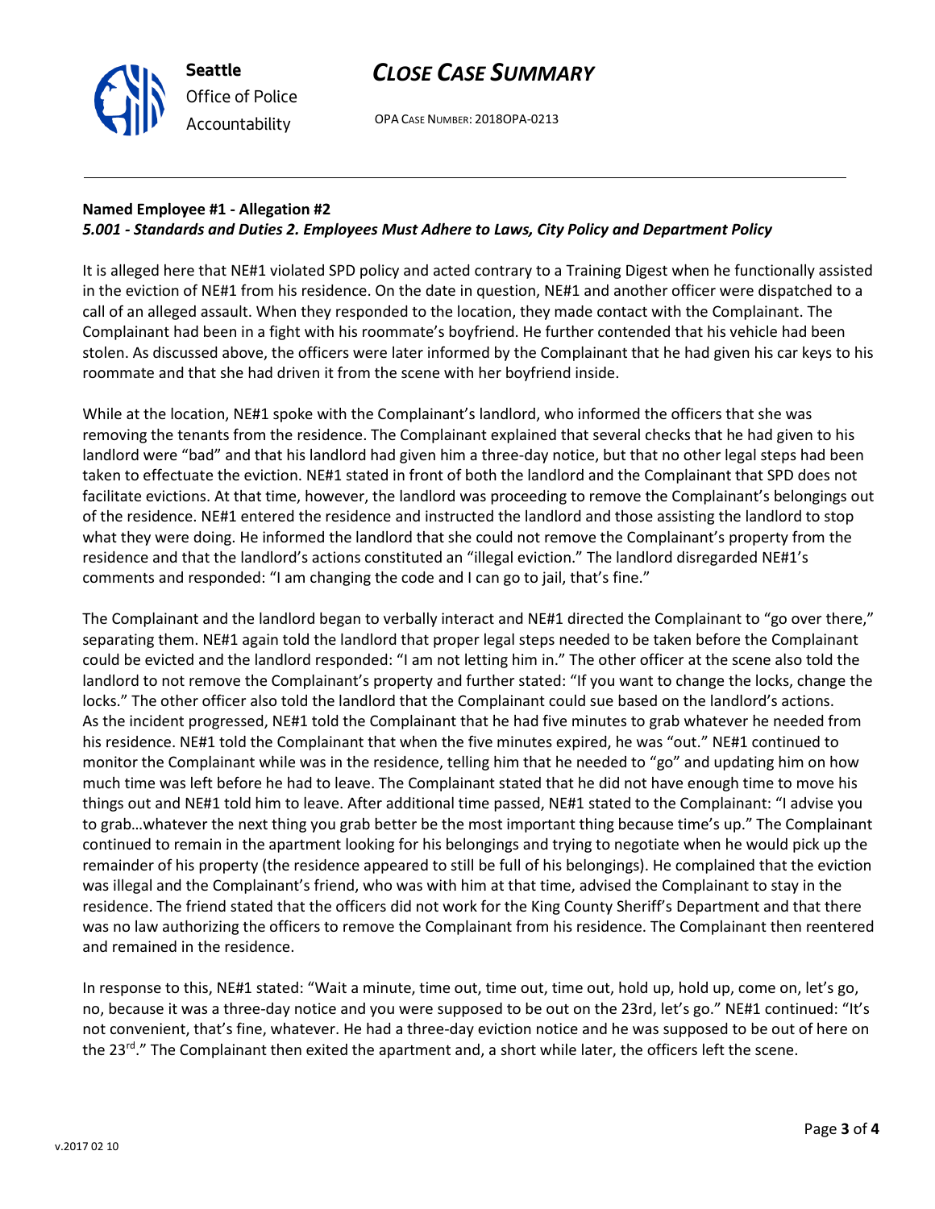**Named Employee #1 - Allegation #2**
***5.001 - Standards and Duties 2. Employees Must Adhere to Laws, City Policy and Department Policy***

It is alleged here that NE#1 violated SPD policy and acted contrary to a Training Digest when he functionally assisted in the eviction of NE#1 from his residence. On the date in question, NE#1 and another officer were dispatched to a call of an alleged assault. When they responded to the location, they made contact with the Complainant. The Complainant had been in a fight with his roommate's boyfriend. He further contended that his vehicle had been stolen. As discussed above, the officers were later informed by the Complainant that he had given his car keys to his roommate and that she had driven it from the scene with her boyfriend inside.

While at the location, NE#1 spoke with the Complainant's landlord, who informed the officers that she was removing the tenants from the residence. The Complainant explained that several checks that he had given to his landlord were "bad" and that his landlord had given him a three-day notice, but that no other legal steps had been taken to effectuate the eviction. NE#1 stated in front of both the landlord and the Complainant that SPD does not facilitate evictions. At that time, however, the landlord was proceeding to remove the Complainant's belongings out of the residence. NE#1 entered the residence and instructed the landlord and those assisting the landlord to stop what they were doing. He informed the landlord that she could not remove the Complainant's property from the residence and that the landlord's actions constituted an "illegal eviction." The landlord disregarded NE#1's comments and responded: "I am changing the code and I can go to jail, that's fine."

The Complainant and the landlord began to verbally interact and NE#1 directed the Complainant to "go over there," separating them. NE#1 again told the landlord that proper legal steps needed to be taken before the Complainant could be evicted and the landlord responded: "I am not letting him in." The other officer at the scene also told the landlord to not remove the Complainant's property and further stated: "If you want to change the locks, change the locks." The other officer also told the landlord that the Complainant could sue based on the landlord's actions. As the incident progressed, NE#1 told the Complainant that he had five minutes to grab whatever he needed from his residence. NE#1 told the Complainant that when the five minutes expired, he was "out." NE#1 continued to monitor the Complainant while was in the residence, telling him that he needed to "go" and updating him on how much time was left before he had to leave. The Complainant stated that he did not have enough time to move his things out and NE#1 told him to leave. After additional time passed, NE#1 stated to the Complainant: "I advise you to grab…whatever the next thing you grab better be the most important thing because time's up." The Complainant continued to remain in the apartment looking for his belongings and trying to negotiate when he would pick up the remainder of his property (the residence appeared to still be full of his belongings). He complained that the eviction was illegal and the Complainant's friend, who was with him at that time, advised the Complainant to stay in the residence. The friend stated that the officers did not work for the King County Sheriff's Department and that there was no law authorizing the officers to remove the Complainant from his residence. The Complainant then reentered and remained in the residence.

In response to this, NE#1 stated: "Wait a minute, time out, time out, time out, hold up, hold up, come on, let's go, no, because it was a three-day notice and you were supposed to be out on the 23rd, let's go." NE#1 continued: "It's not convenient, that's fine, whatever. He had a three-day eviction notice and he was supposed to be out of here on the 23rd." The Complainant then exited the apartment and, a short while later, the officers left the scene.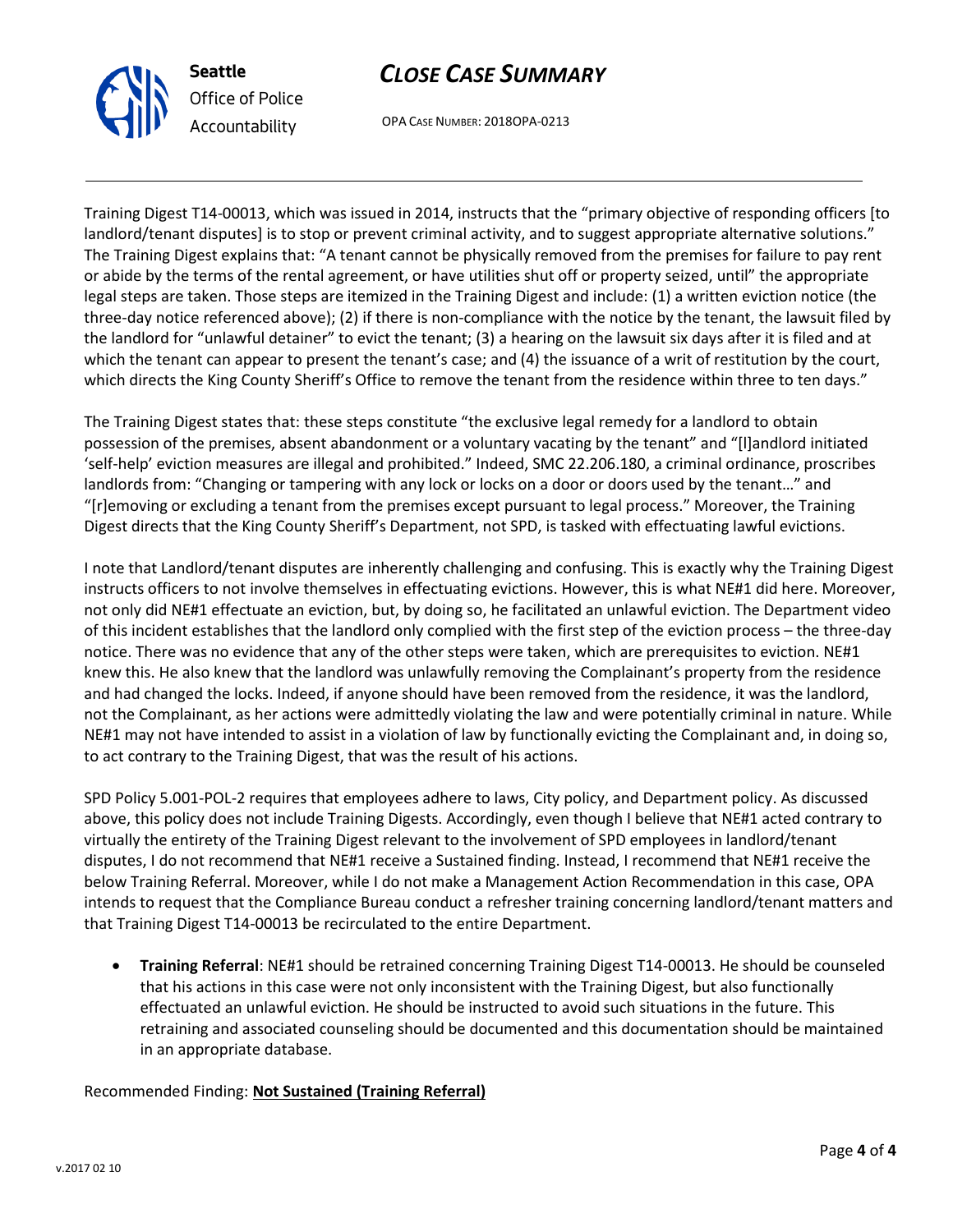Training Digest T14-00013, which was issued in 2014, instructs that the "primary objective of responding officers [to landlord/tenant disputes] is to stop or prevent criminal activity, and to suggest appropriate alternative solutions." The Training Digest explains that: "A tenant cannot be physically removed from the premises for failure to pay rent or abide by the terms of the rental agreement, or have utilities shut off or property seized, until" the appropriate legal steps are taken. Those steps are itemized in the Training Digest and include: (1) a written eviction notice (the three-day notice referenced above); (2) if there is non-compliance with the notice by the tenant, the lawsuit filed by the landlord for "unlawful detainer" to evict the tenant; (3) a hearing on the lawsuit six days after it is filed and at which the tenant can appear to present the tenant's case; and (4) the issuance of a writ of restitution by the court, which directs the King County Sheriff's Office to remove the tenant from the residence within three to ten days."

The Training Digest states that: these steps constitute "the exclusive legal remedy for a landlord to obtain possession of the premises, absent abandonment or a voluntary vacating by the tenant" and "[l]andlord initiated 'self-help' eviction measures are illegal and prohibited." Indeed, SMC 22.206.180, a criminal ordinance, proscribes landlords from: "Changing or tampering with any lock or locks on a door or doors used by the tenant…" and "[r]emoving or excluding a tenant from the premises except pursuant to legal process." Moreover, the Training Digest directs that the King County Sheriff's Department, not SPD, is tasked with effectuating lawful evictions.

I note that Landlord/tenant disputes are inherently challenging and confusing. This is exactly why the Training Digest instructs officers to not involve themselves in effectuating evictions. However, this is what NE#1 did here. Moreover, not only did NE#1 effectuate an eviction, but, by doing so, he facilitated an unlawful eviction. The Department video of this incident establishes that the landlord only complied with the first step of the eviction process – the three-day notice. There was no evidence that any of the other steps were taken, which are prerequisites to eviction. NE#1 knew this. He also knew that the landlord was unlawfully removing the Complainant's property from the residence and had changed the locks. Indeed, if anyone should have been removed from the residence, it was the landlord, not the Complainant, as her actions were admittedly violating the law and were potentially criminal in nature. While NE#1 may not have intended to assist in a violation of law by functionally evicting the Complainant and, in doing so, to act contrary to the Training Digest, that was the result of his actions.

SPD Policy 5.001-POL-2 requires that employees adhere to laws, City policy, and Department policy. As discussed above, this policy does not include Training Digests. Accordingly, even though I believe that NE#1 acted contrary to virtually the entirety of the Training Digest relevant to the involvement of SPD employees in landlord/tenant disputes, I do not recommend that NE#1 receive a Sustained finding. Instead, I recommend that NE#1 receive the below Training Referral. Moreover, while I do not make a Management Action Recommendation in this case, OPA intends to request that the Compliance Bureau conduct a refresher training concerning landlord/tenant matters and that Training Digest T14-00013 be recirculated to the entire Department.

- **Training Referral**: NE#1 should be retrained concerning Training Digest T14-00013. He should be counseled that his actions in this case were not only inconsistent with the Training Digest, but also functionally effectuated an unlawful eviction. He should be instructed to avoid such situations in the future. This retraining and associated counseling should be documented and this documentation should be maintained in an appropriate database.

Recommended Finding: **Not Sustained (Training Referral)**